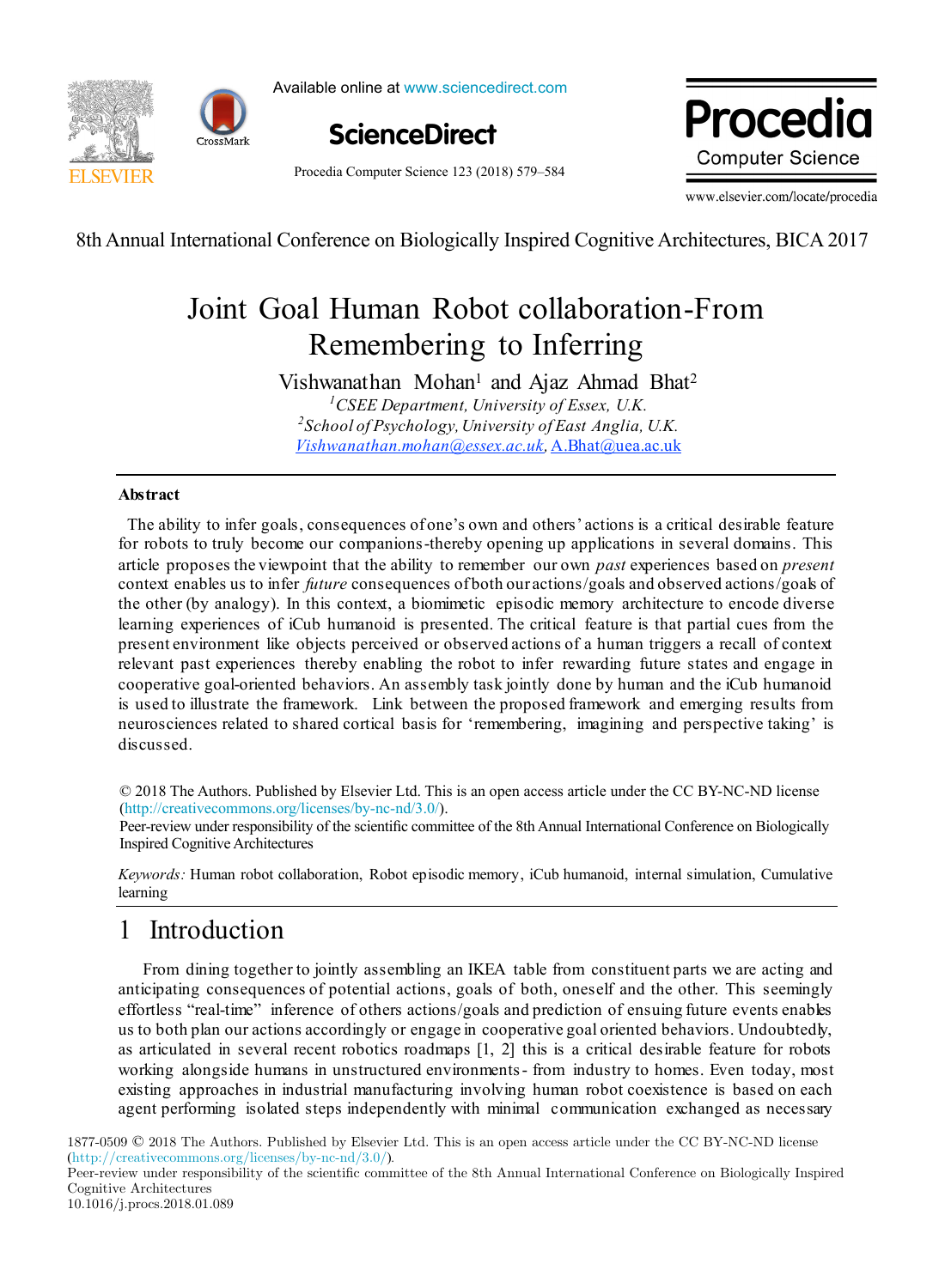8th Annual International Conference on Biologically Inspired Cognitive Architectures, BICA 2017

# Joint Goal Human Robot collaboration-From Remembering to Inferring

Vishwanathan Mohan[1] and Ajaz Ahmad Bhat[2]

[1] *CSEE Department, University of Essex, U.K.*
[2] *School of Psychology, University of East Anglia, U.K.*
Vishwanathan.mohan@essex.ac.uk, A.Bhat@uea.ac.uk

### Abstract

The ability to infer goals, consequences of one's own and others' actions is a critical desirable feature for robots to truly become our companions-thereby opening up applications in several domains. This article proposes the viewpoint that the ability to remember our own *past* experiences based on *present* context enables us to infer *future* consequences of both our actions/goals and observed actions/goals of the other (by analogy). In this context, a biomimetic episodic memory architecture to encode diverse learning experiences of iCub humanoid is presented. The critical feature is that partial cues from the present environment like objects perceived or observed actions of a human triggers a recall of context relevant past experiences thereby enabling the robot to infer rewarding future states and engage in cooperative goal-oriented behaviors. An assembly task jointly done by human and the iCub humanoid is used to illustrate the framework. Link between the proposed framework and emerging results from neurosciences related to shared cortical basis for 'remembering, imagining and perspective taking' is discussed.

© 2018 The Authors. Published by Elsevier Ltd. This is an open access article under the CC BY-NC-ND license (http://creativecommons.org/licenses/by-nc-nd/3.0/).
Peer-review under responsibility of the scientific committee of the 8th Annual International Conference on Biologically Inspired Cognitive Architectures

*Keywords:* Human robot collaboration, Robot episodic memory, iCub humanoid, internal simulation, Cumulative learning

## 1 Introduction

From dining together to jointly assembling an IKEA table from constituent parts we are acting and anticipating consequences of potential actions, goals of both, oneself and the other. This seemingly effortless "real-time" inference of others actions/goals and prediction of ensuing future events enables us to both plan our actions accordingly or engage in cooperative goal oriented behaviors. Undoubtedly, as articulated in several recent robotics roadmaps [1, 2] this is a critical desirable feature for robots working alongside humans in unstructured environments- from industry to homes. Even today, most existing approaches in industrial manufacturing involving human robot coexistence is based on each agent performing isolated steps independently with minimal communication exchanged as necessary

1877-0509 © 2018 The Authors. Published by Elsevier Ltd. This is an open access article under the CC BY-NC-ND license (http://creativecommons.org/licenses/by-nc-nd/3.0/).
Peer-review under responsibility of the scientific committee of the 8th Annual International Conference on Biologically Inspired Cognitive Architectures
10.1016/j.procs.2018.01.089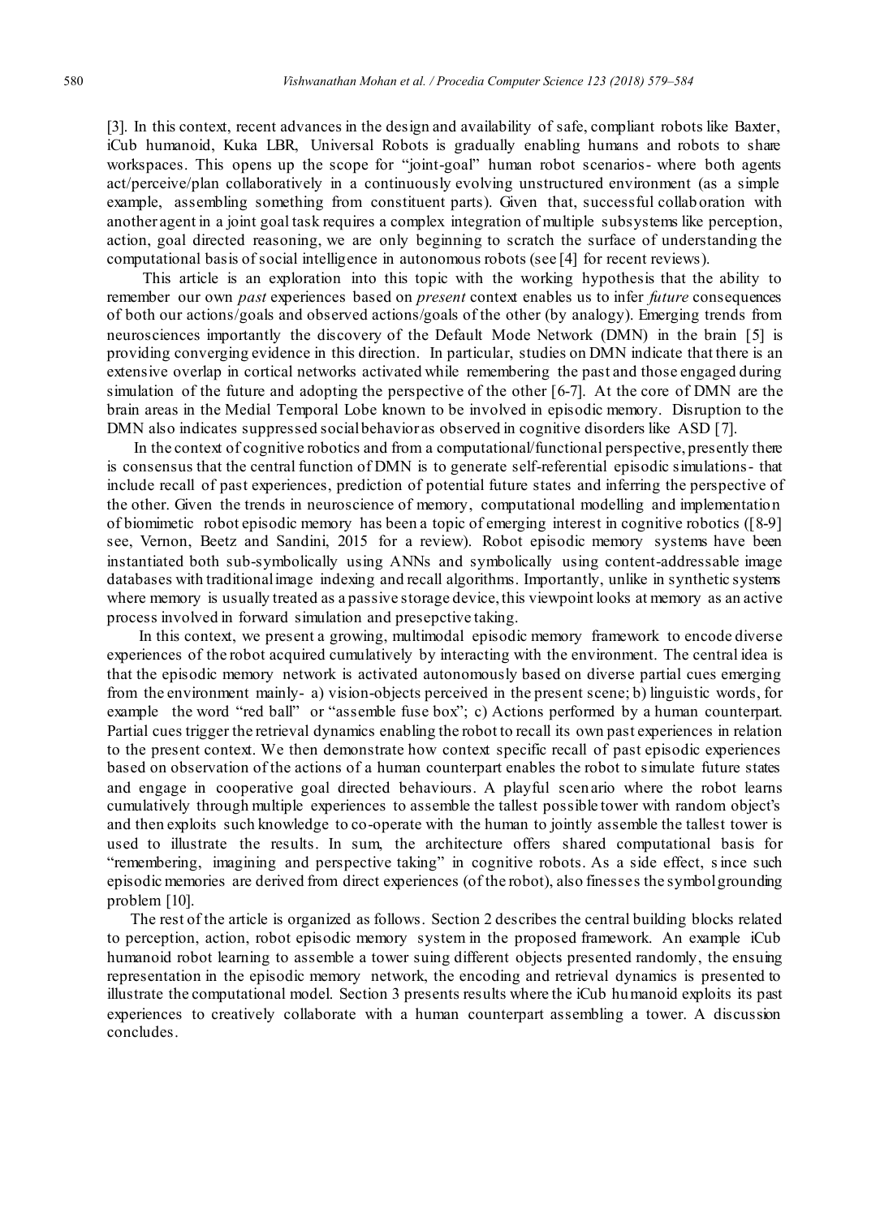[3]. In this context, recent advances in the design and availability of safe, compliant robots like Baxter, iCub humanoid, Kuka LBR, Universal Robots is gradually enabling humans and robots to share workspaces. This opens up the scope for "joint-goal" human robot scenarios- where both agents act/perceive/plan collaboratively in a continuously evolving unstructured environment (as a simple example, assembling something from constituent parts). Given that, successful collaboration with another agent in a joint goal task requires a complex integration of multiple subsystems like perception, action, goal directed reasoning, we are only beginning to scratch the surface of understanding the computational basis of social intelligence in autonomous robots (see [4] for recent reviews).

This article is an exploration into this topic with the working hypothesis that the ability to remember our own *past* experiences based on *present* context enables us to infer *future* consequences of both our actions/goals and observed actions/goals of the other (by analogy). Emerging trends from neurosciences importantly the discovery of the Default Mode Network (DMN) in the brain [5] is providing converging evidence in this direction. In particular, studies on DMN indicate that there is an extensive overlap in cortical networks activated while remembering the past and those engaged during simulation of the future and adopting the perspective of the other [6-7]. At the core of DMN are the brain areas in the Medial Temporal Lobe known to be involved in episodic memory. Disruption to the DMN also indicates suppressed social behavior as observed in cognitive disorders like ASD [7].

In the context of cognitive robotics and from a computational/functional perspective, presently there is consensus that the central function of DMN is to generate self-referential episodic simulations- that include recall of past experiences, prediction of potential future states and inferring the perspective of the other. Given the trends in neuroscience of memory, computational modelling and implementation of biomimetic robot episodic memory has been a topic of emerging interest in cognitive robotics ([8-9] see, Vernon, Beetz and Sandini, 2015 for a review). Robot episodic memory systems have been instantiated both sub-symbolically using ANNs and symbolically using content-addressable image databases with traditional image indexing and recall algorithms. Importantly, unlike in synthetic systems where memory is usually treated as a passive storage device, this viewpoint looks at memory as an active process involved in forward simulation and presepctive taking.

In this context, we present a growing, multimodal episodic memory framework to encode diverse experiences of the robot acquired cumulatively by interacting with the environment. The central idea is that the episodic memory network is activated autonomously based on diverse partial cues emerging from the environment mainly- a) vision-objects perceived in the present scene; b) linguistic words, for example the word "red ball" or "assemble fuse box"; c) Actions performed by a human counterpart. Partial cues trigger the retrieval dynamics enabling the robot to recall its own past experiences in relation to the present context. We then demonstrate how context specific recall of past episodic experiences based on observation of the actions of a human counterpart enables the robot to simulate future states and engage in cooperative goal directed behaviours. A playful scenario where the robot learns cumulatively through multiple experiences to assemble the tallest possible tower with random object's and then exploits such knowledge to co-operate with the human to jointly assemble the tallest tower is used to illustrate the results. In sum, the architecture offers shared computational basis for "remembering, imagining and perspective taking" in cognitive robots. As a side effect, since such episodic memories are derived from direct experiences (of the robot), also finesses the symbol grounding problem [10].

The rest of the article is organized as follows. Section 2 describes the central building blocks related to perception, action, robot episodic memory system in the proposed framework. An example iCub humanoid robot learning to assemble a tower suing different objects presented randomly, the ensuing representation in the episodic memory network, the encoding and retrieval dynamics is presented to illustrate the computational model. Section 3 presents results where the iCub humanoid exploits its past experiences to creatively collaborate with a human counterpart assembling a tower. A discussion concludes.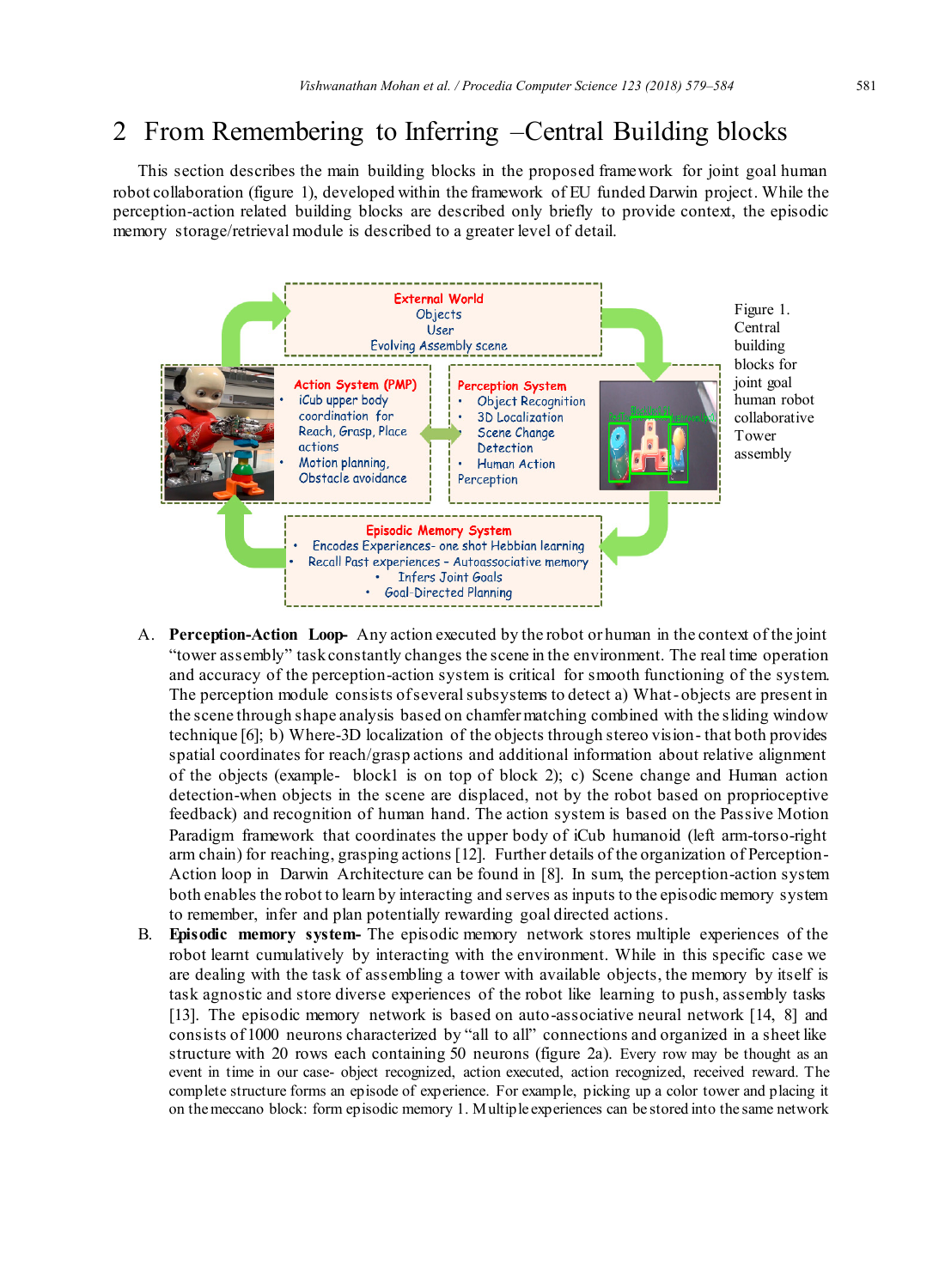## 2 From Remembering to Inferring –Central Building blocks

This section describes the main building blocks in the proposed framework for joint goal human robot collaboration (figure 1), developed within the framework of EU funded Darwin project. While the perception-action related building blocks are described only briefly to provide context, the episodic memory storage/retrieval module is described to a greater level of detail.

External World
Objects
User
Evolving Assembly scene

Action System (PMP)
- iCub upper body coordination for Reach, Grasp, Place actions
- Motion planning, Obstacle avoidance

Perception System
- Object Recognition
- 3D Localization
- Scene Change Detection
- Human Action Perception

Episodic Memory System
- Encodes Experiences- one shot Hebbian learning
- Recall Past experiences – Autoassociative memory
- Infers Joint Goals
- Goal-Directed Planning

Figure 1. Central building blocks for joint goal human robot collaborative Tower assembly

A. **Perception-Action Loop-** Any action executed by the robot or human in the context of the joint "tower assembly" task constantly changes the scene in the environment. The real time operation and accuracy of the perception-action system is critical for smooth functioning of the system. The perception module consists of several subsystems to detect a) What-objects are present in the scene through shape analysis based on chamfer matching combined with the sliding window technique [6]; b) Where-3D localization of the objects through stereo vision- that both provides spatial coordinates for reach/grasp actions and additional information about relative alignment of the objects (example- block1 is on top of block 2); c) Scene change and Human action detection-when objects in the scene are displaced, not by the robot based on proprioceptive feedback) and recognition of human hand. The action system is based on the Passive Motion Paradigm framework that coordinates the upper body of iCub humanoid (left arm-torso-right arm chain) for reaching, grasping actions [12]. Further details of the organization of Perception-Action loop in Darwin Architecture can be found in [8]. In sum, the perception-action system both enables the robot to learn by interacting and serves as inputs to the episodic memory system to remember, infer and plan potentially rewarding goal directed actions.

B. **Episodic memory system-** The episodic memory network stores multiple experiences of the robot learnt cumulatively by interacting with the environment. While in this specific case we are dealing with the task of assembling a tower with available objects, the memory by itself is task agnostic and store diverse experiences of the robot like learning to push, assembly tasks [13]. The episodic memory network is based on auto-associative neural network [14, 8] and consists of 1000 neurons characterized by "all to all" connections and organized in a sheet like structure with 20 rows each containing 50 neurons (figure 2a). Every row may be thought as an event in time in our case- object recognized, action executed, action recognized, received reward. The complete structure forms an episode of experience. For example, picking up a color tower and placing it on the meccano block: form episodic memory 1. Multiple experiences can be stored into the same network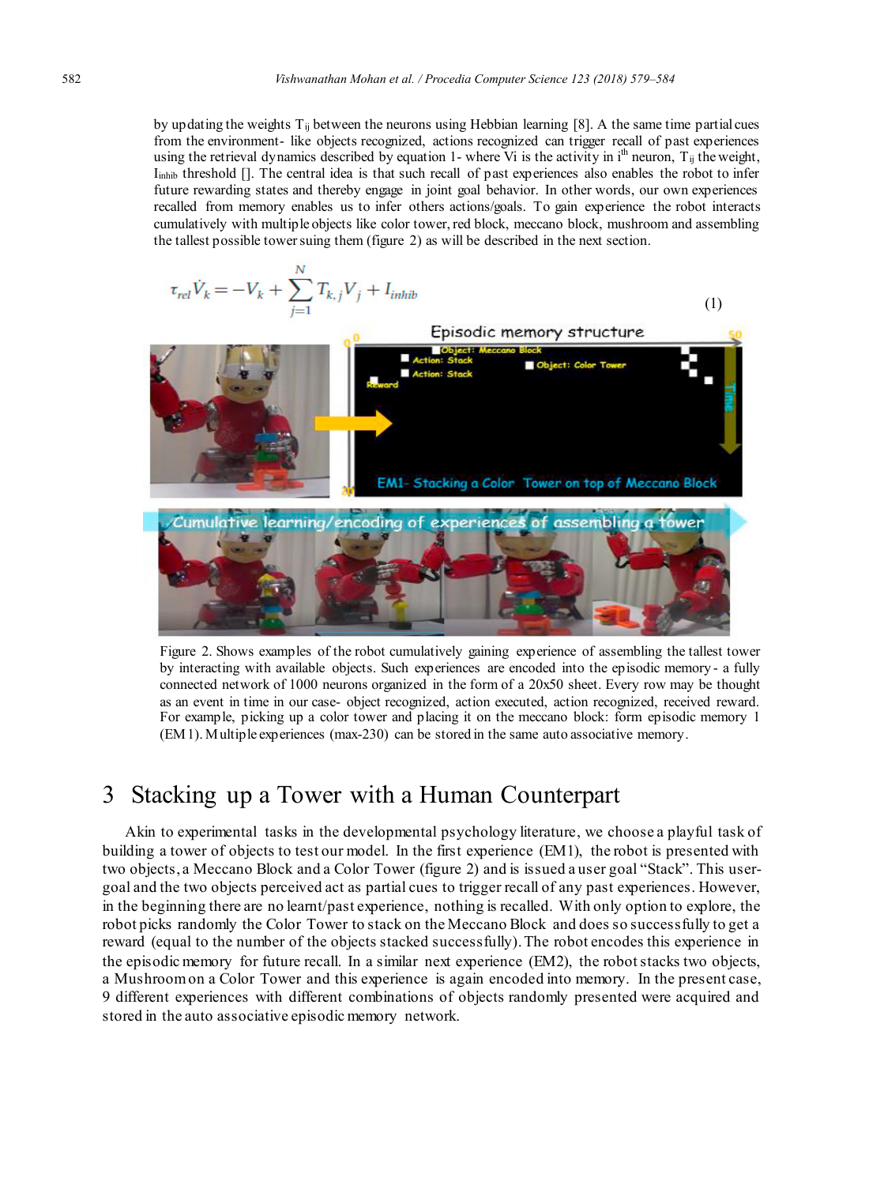by updating the weights $T_{ij}$ between the neurons using Hebbian learning [8]. A the same time partial cues from the environment- like objects recognized, actions recognized can trigger recall of past experiences using the retrieval dynamics described by equation 1- where Vi is the activity in $i^{th}$ neuron, $T_{ij}$ the weight, $I_{inhib}$ threshold []. The central idea is that such recall of past experiences also enables the robot to infer future rewarding states and thereby engage in joint goal behavior. In other words, our own experiences recalled from memory enables us to infer others actions/goals. To gain experience the robot interacts cumulatively with multiple objects like color tower, red block, meccano block, mushroom and assembling the tallest possible tower suing them (figure 2) as will be described in the next section.

$$\tau_{rel}\dot{V}_k = -V_k + \sum_{j=1}^{N} T_{k,j}V_j + I_{inhib} \tag{1}$$

Figure 2. Shows examples of the robot cumulatively gaining experience of assembling the tallest tower by interacting with available objects. Such experiences are encoded into the episodic memory- a fully connected network of 1000 neurons organized in the form of a 20x50 sheet. Every row may be thought as an event in time in our case- object recognized, action executed, action recognized, received reward. For example, picking up a color tower and placing it on the meccano block: form episodic memory 1 (EM1). Multiple experiences (max-230) can be stored in the same auto associative memory.

# 3 Stacking up a Tower with a Human Counterpart

Akin to experimental tasks in the developmental psychology literature, we choose a playful task of building a tower of objects to test our model. In the first experience (EM1), the robot is presented with two objects, a Meccano Block and a Color Tower (figure 2) and is issued a user goal "Stack". This user-goal and the two objects perceived act as partial cues to trigger recall of any past experiences. However, in the beginning there are no learnt/past experience, nothing is recalled. With only option to explore, the robot picks randomly the Color Tower to stack on the Meccano Block and does so successfully to get a reward (equal to the number of the objects stacked successfully). The robot encodes this experience in the episodic memory for future recall. In a similar next experience (EM2), the robot stacks two objects, a Mushroom on a Color Tower and this experience is again encoded into memory. In the present case, 9 different experiences with different combinations of objects randomly presented were acquired and stored in the auto associative episodic memory network.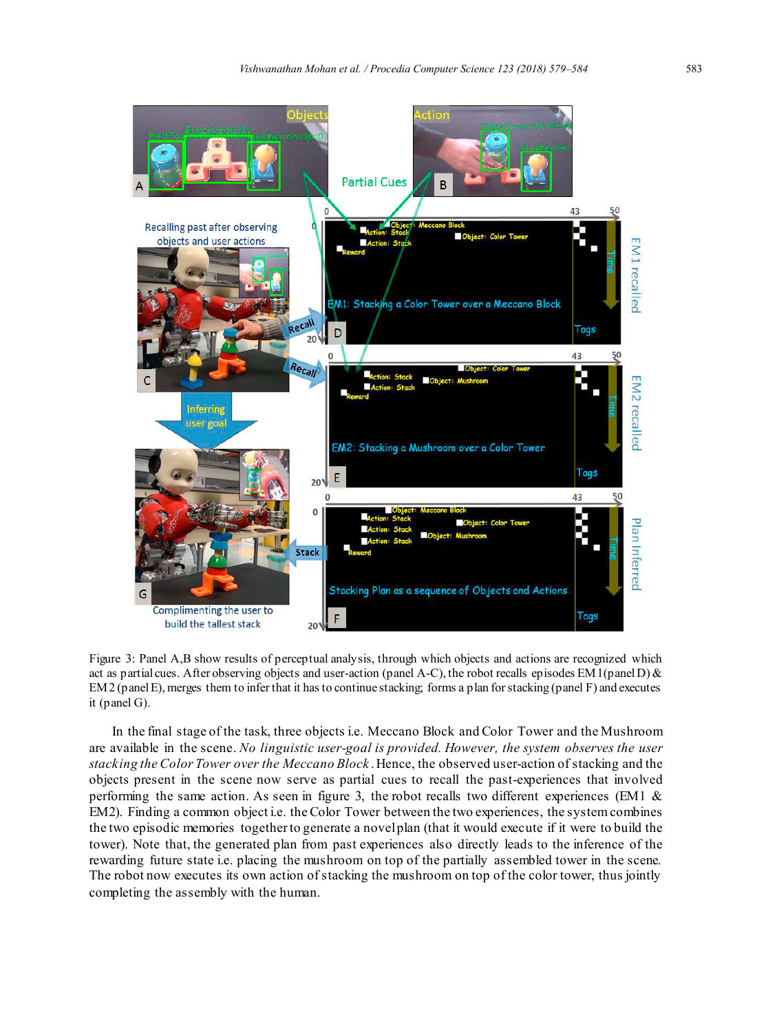Figure 3: Panel A,B show results of perceptual analysis, through which objects and actions are recognized which act as partial cues. After observing objects and user-action (panel A-C), the robot recalls episodes EM1(panel D) & EM2 (panel E), merges them to infer that it has to continue stacking; forms a plan for stacking (panel F) and executes it (panel G).

In the final stage of the task, three objects i.e. Meccano Block and Color Tower and the Mushroom are available in the scene. *No linguistic user-goal is provided. However, the system observes the user stacking the Color Tower over the Meccano Block*. Hence, the observed user-action of stacking and the objects present in the scene now serve as partial cues to recall the past-experiences that involved performing the same action. As seen in figure 3, the robot recalls two different experiences (EM1 & EM2). Finding a common object i.e. the Color Tower between the two experiences, the system combines the two episodic memories together to generate a novel plan (that it would execute if it were to build the tower). Note that, the generated plan from past experiences also directly leads to the inference of the rewarding future state i.e. placing the mushroom on top of the partially assembled tower in the scene. The robot now executes its own action of stacking the mushroom on top of the color tower, thus jointly completing the assembly with the human.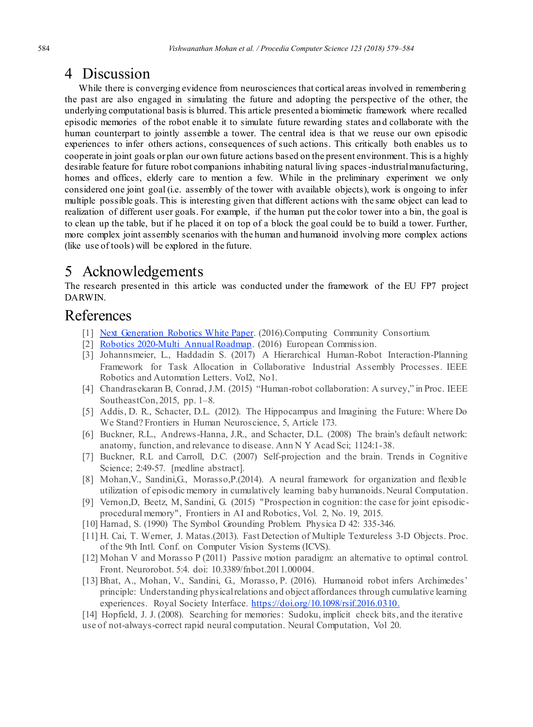# 4 Discussion

While there is converging evidence from neurosciences that cortical areas involved in remembering the past are also engaged in simulating the future and adopting the perspective of the other, the underlying computational basis is blurred. This article presented a biomimetic framework where recalled episodic memories of the robot enable it to simulate future rewarding states and collaborate with the human counterpart to jointly assemble a tower. The central idea is that we reuse our own episodic experiences to infer others actions, consequences of such actions. This critically both enables us to cooperate in joint goals or plan our own future actions based on the present environment. This is a highly desirable feature for future robot companions inhabiting natural living spaces-industrial manufacturing, homes and offices, elderly care to mention a few. While in the preliminary experiment we only considered one joint goal (i.e. assembly of the tower with available objects), work is ongoing to infer multiple possible goals. This is interesting given that different actions with the same object can lead to realization of different user goals. For example, if the human put the color tower into a bin, the goal is to clean up the table, but if he placed it on top of a block the goal could be to build a tower. Further, more complex joint assembly scenarios with the human and humanoid involving more complex actions (like use of tools) will be explored in the future.

# 5 Acknowledgements

The research presented in this article was conducted under the framework of the EU FP7 project DARWIN.

# References

[1] Next Generation Robotics White Paper. (2016).Computing Community Consortium.

[2] Robotics 2020-Multi Annual Roadmap. (2016) European Commission.

[3] Johannsmeier, L., Haddadin S. (2017) A Hierarchical Human-Robot Interaction-Planning Framework for Task Allocation in Collaborative Industrial Assembly Processes. IEEE Robotics and Automation Letters. Vol2, No1.

[4] Chandrasekaran B, Conrad, J.M. (2015) "Human-robot collaboration: A survey," in Proc. IEEE SoutheastCon, 2015, pp. 1–8.

[5] Addis, D. R., Schacter, D.L. (2012). The Hippocampus and Imagining the Future: Where Do We Stand? Frontiers in Human Neuroscience, 5, Article 173.

[6] Buckner, R.L., Andrews-Hanna, J.R., and Schacter, D.L. (2008) The brain's default network: anatomy, function, and relevance to disease. Ann N Y Acad Sci; 1124:1-38.

[7] Buckner, R.L and Carroll, D.C. (2007) Self-projection and the brain. Trends in Cognitive Science; 2:49-57. [medline abstract].

[8] Mohan,V., Sandini,G., Morasso,P.(2014). A neural framework for organization and flexible utilization of episodic memory in cumulatively learning baby humanoids. Neural Computation.

[9] Vernon,D, Beetz, M, Sandini, G. (2015) "Prospection in cognition: the case for joint episodic-procedural memory", Frontiers in AI and Robotics, Vol. 2, No. 19, 2015.

[10] Harnad, S. (1990) The Symbol Grounding Problem. Physica D 42: 335-346.

[11] H. Cai, T. Werner, J. Matas.(2013). Fast Detection of Multiple Textureless 3-D Objects. Proc. of the 9th Intl. Conf. on Computer Vision Systems (ICVS).

[12] Mohan V and Morasso P (2011) Passive motion paradigm: an alternative to optimal control. Front. Neurorobot. 5:4. doi: 10.3389/fnbot.2011.00004.

[13] Bhat, A., Mohan, V., Sandini, G., Morasso, P. (2016). Humanoid robot infers Archimedes' principle: Understanding physical relations and object affordances through cumulative learning experiences. Royal Society Interface. https://doi.org/10.1098/rsif.2016.0310.

[14] Hopfield, J. J. (2008). Searching for memories: Sudoku, implicit check bits, and the iterative use of not-always-correct rapid neural computation. Neural Computation, Vol 20.